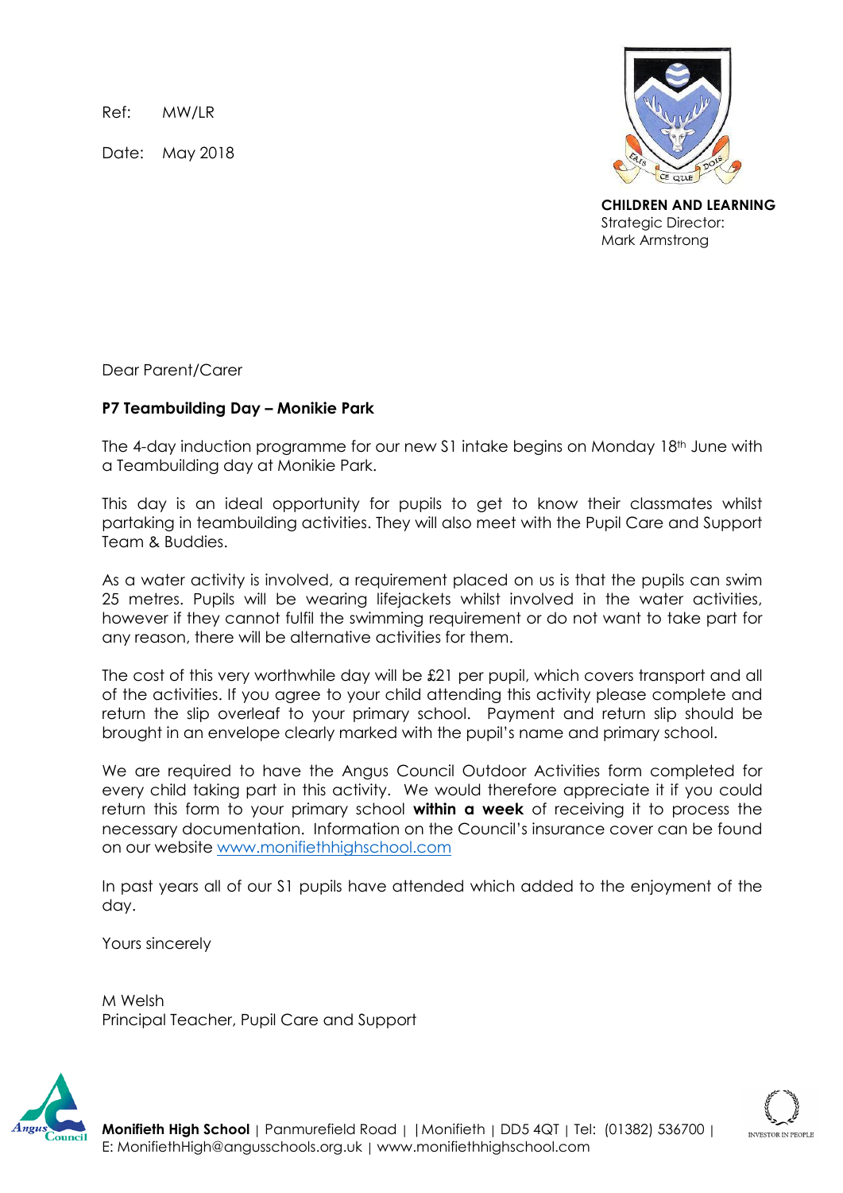Ref: MW/LR

Date: May 2018

**CHILDREN AND LEARNING**
Strategic Director:
Mark Armstrong

Dear Parent/Carer

**P7 Teambuilding Day – Monikie Park**

The 4-day induction programme for our new S1 intake begins on Monday 18th June with a Teambuilding day at Monikie Park.

This day is an ideal opportunity for pupils to get to know their classmates whilst partaking in teambuilding activities. They will also meet with the Pupil Care and Support Team & Buddies.

As a water activity is involved, a requirement placed on us is that the pupils can swim 25 metres. Pupils will be wearing lifejackets whilst involved in the water activities, however if they cannot fulfil the swimming requirement or do not want to take part for any reason, there will be alternative activities for them.

The cost of this very worthwhile day will be £21 per pupil, which covers transport and all of the activities. If you agree to your child attending this activity please complete and return the slip overleaf to your primary school. Payment and return slip should be brought in an envelope clearly marked with the pupil's name and primary school.

We are required to have the Angus Council Outdoor Activities form completed for every child taking part in this activity. We would therefore appreciate it if you could return this form to your primary school **within a week** of receiving it to process the necessary documentation. Information on the Council's insurance cover can be found on our website www.monifiethhighschool.com

In past years all of our S1 pupils have attended which added to the enjoyment of the day.

Yours sincerely

M Welsh
Principal Teacher, Pupil Care and Support

**Monifieth High School** | Panmurefield Road | | Monifieth | DD5 4QT | Tel: (01382) 536700 | E: MonifiethHigh@angusschools.org.uk | www.monifiethhighschool.com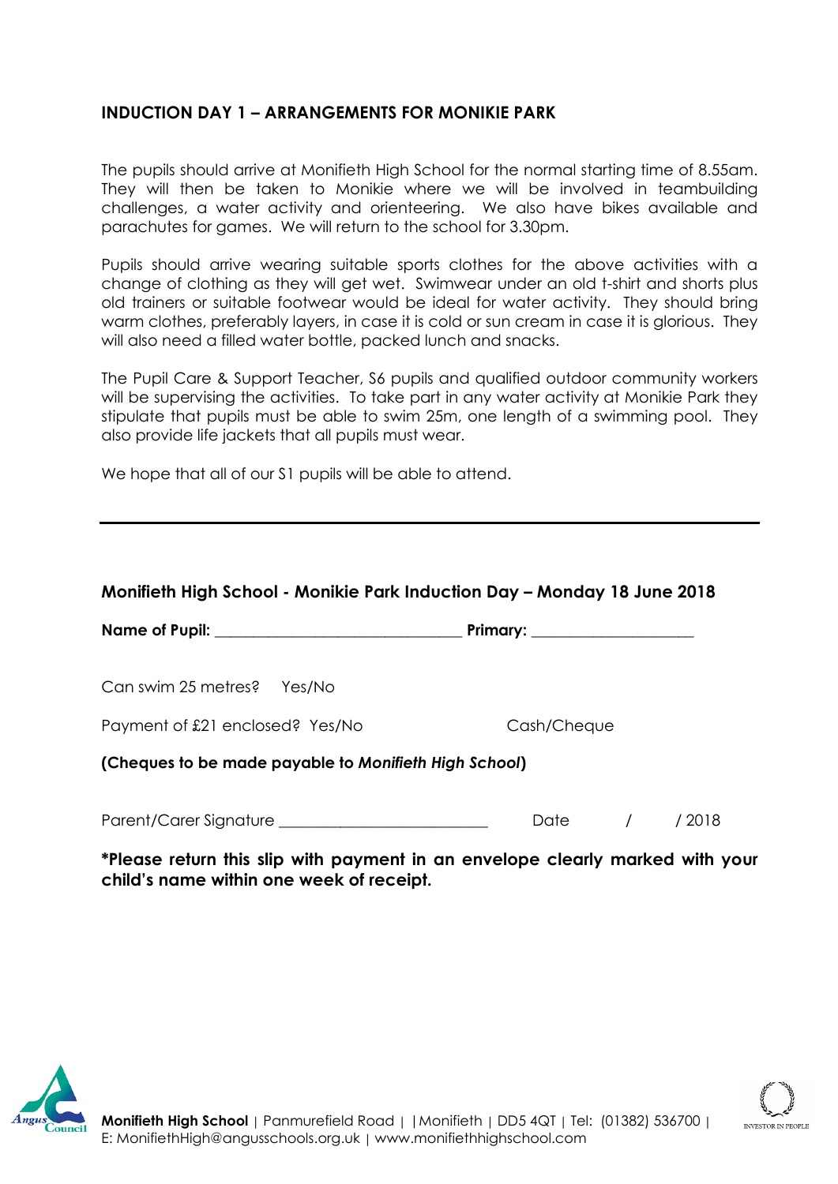## INDUCTION DAY 1 – ARRANGEMENTS FOR MONIKIE PARK

The pupils should arrive at Monifieth High School for the normal starting time of 8.55am. They will then be taken to Monikie where we will be involved in teambuilding challenges, a water activity and orienteering. We also have bikes available and parachutes for games. We will return to the school for 3.30pm.

Pupils should arrive wearing suitable sports clothes for the above activities with a change of clothing as they will get wet. Swimwear under an old t-shirt and shorts plus old trainers or suitable footwear would be ideal for water activity. They should bring warm clothes, preferably layers, in case it is cold or sun cream in case it is glorious. They will also need a filled water bottle, packed lunch and snacks.

The Pupil Care & Support Teacher, S6 pupils and qualified outdoor community workers will be supervising the activities. To take part in any water activity at Monikie Park they stipulate that pupils must be able to swim 25m, one length of a swimming pool. They also provide life jackets that all pupils must wear.

We hope that all of our S1 pupils will be able to attend.

---

**Monifieth High School - Monikie Park Induction Day – Monday 18 June 2018**

**Name of Pupil:** ______________________________ **Primary:** ____________________

Can swim 25 metres? Yes/No

Payment of £21 enclosed? Yes/No Cash/Cheque

**(Cheques to be made payable to *Monifieth High School*)**

Parent/Carer Signature _________________________ Date / / 2018

**\*Please return this slip with payment in an envelope clearly marked with your child's name within one week of receipt.**

**Monifieth High School** | Panmurefield Road | | Monifieth | DD5 4QT | Tel: (01382) 536700 | E: MonifiethHigh@angusschools.org.uk | www.monifiethhighschool.com